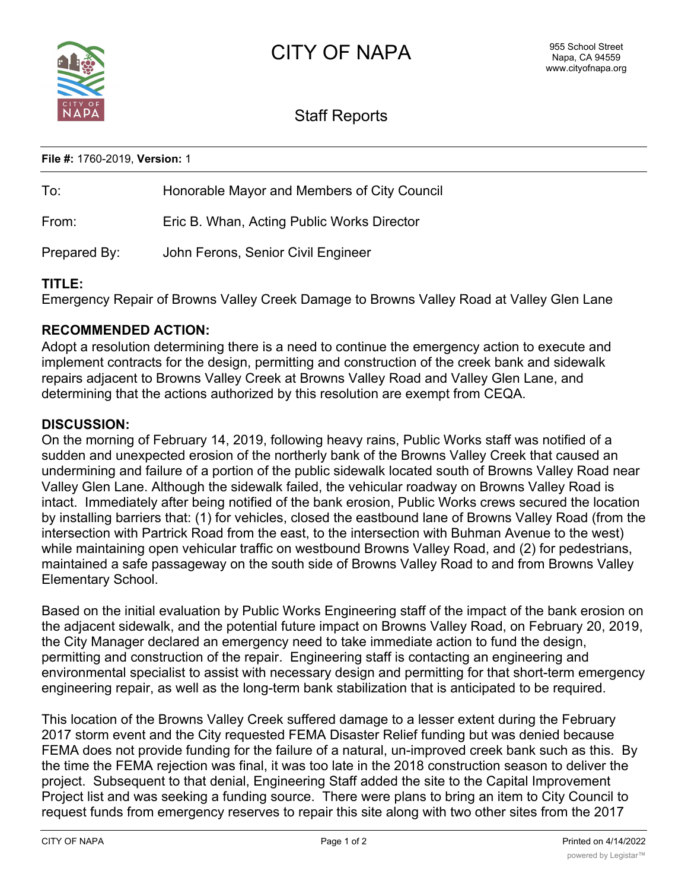# CITY OF NAPA

955 School Street
Napa, CA 94559
www.cityofnapa.org

## Staff Reports

**File #:** 1760-2019, **Version:** 1

| | |
|---|---|
| To: | Honorable Mayor and Members of City Council |
| From: | Eric B. Whan, Acting Public Works Director |
| Prepared By: | John Ferons, Senior Civil Engineer |

**TITLE:**
Emergency Repair of Browns Valley Creek Damage to Browns Valley Road at Valley Glen Lane

**RECOMMENDED ACTION:**
Adopt a resolution determining there is a need to continue the emergency action to execute and implement contracts for the design, permitting and construction of the creek bank and sidewalk repairs adjacent to Browns Valley Creek at Browns Valley Road and Valley Glen Lane, and determining that the actions authorized by this resolution are exempt from CEQA.

**DISCUSSION:**
On the morning of February 14, 2019, following heavy rains, Public Works staff was notified of a sudden and unexpected erosion of the northerly bank of the Browns Valley Creek that caused an undermining and failure of a portion of the public sidewalk located south of Browns Valley Road near Valley Glen Lane. Although the sidewalk failed, the vehicular roadway on Browns Valley Road is intact. Immediately after being notified of the bank erosion, Public Works crews secured the location by installing barriers that: (1) for vehicles, closed the eastbound lane of Browns Valley Road (from the intersection with Partrick Road from the east, to the intersection with Buhman Avenue to the west) while maintaining open vehicular traffic on westbound Browns Valley Road, and (2) for pedestrians, maintained a safe passageway on the south side of Browns Valley Road to and from Browns Valley Elementary School.

Based on the initial evaluation by Public Works Engineering staff of the impact of the bank erosion on the adjacent sidewalk, and the potential future impact on Browns Valley Road, on February 20, 2019, the City Manager declared an emergency need to take immediate action to fund the design, permitting and construction of the repair. Engineering staff is contacting an engineering and environmental specialist to assist with necessary design and permitting for that short-term emergency engineering repair, as well as the long-term bank stabilization that is anticipated to be required.

This location of the Browns Valley Creek suffered damage to a lesser extent during the February 2017 storm event and the City requested FEMA Disaster Relief funding but was denied because FEMA does not provide funding for the failure of a natural, un-improved creek bank such as this. By the time the FEMA rejection was final, it was too late in the 2018 construction season to deliver the project. Subsequent to that denial, Engineering Staff added the site to the Capital Improvement Project list and was seeking a funding source. There were plans to bring an item to City Council to request funds from emergency reserves to repair this site along with two other sites from the 2017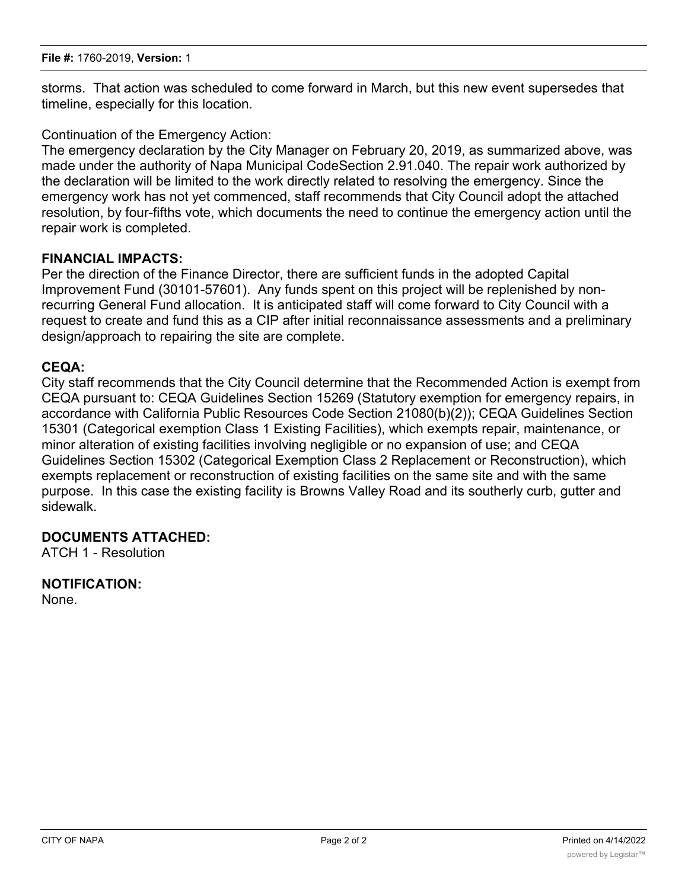storms. That action was scheduled to come forward in March, but this new event supersedes that timeline, especially for this location.

Continuation of the Emergency Action:
The emergency declaration by the City Manager on February 20, 2019, as summarized above, was made under the authority of Napa Municipal CodeSection 2.91.040. The repair work authorized by the declaration will be limited to the work directly related to resolving the emergency. Since the emergency work has not yet commenced, staff recommends that City Council adopt the attached resolution, by four-fifths vote, which documents the need to continue the emergency action until the repair work is completed.

**FINANCIAL IMPACTS:**
Per the direction of the Finance Director, there are sufficient funds in the adopted Capital Improvement Fund (30101-57601). Any funds spent on this project will be replenished by non-recurring General Fund allocation. It is anticipated staff will come forward to City Council with a request to create and fund this as a CIP after initial reconnaissance assessments and a preliminary design/approach to repairing the site are complete.

**CEQA:**
City staff recommends that the City Council determine that the Recommended Action is exempt from CEQA pursuant to: CEQA Guidelines Section 15269 (Statutory exemption for emergency repairs, in accordance with California Public Resources Code Section 21080(b)(2)); CEQA Guidelines Section 15301 (Categorical exemption Class 1 Existing Facilities), which exempts repair, maintenance, or minor alteration of existing facilities involving negligible or no expansion of use; and CEQA Guidelines Section 15302 (Categorical Exemption Class 2 Replacement or Reconstruction), which exempts replacement or reconstruction of existing facilities on the same site and with the same purpose. In this case the existing facility is Browns Valley Road and its southerly curb, gutter and sidewalk.

**DOCUMENTS ATTACHED:**
ATCH 1 - Resolution

**NOTIFICATION:**
None.